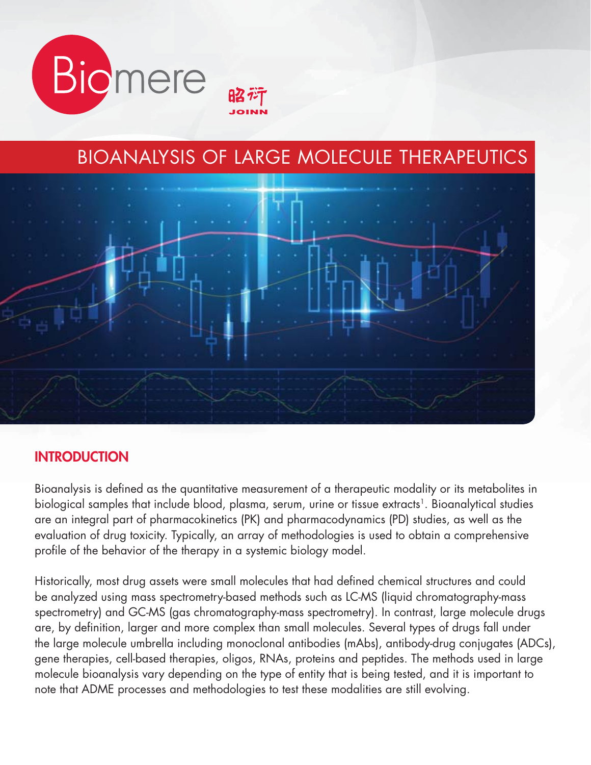# BIOANALYSIS OF LARGE MOLECULE THERAPEUTICS

## INTRODUCTION

Bioanalysis is defined as the quantitative measurement of a therapeutic modality or its metabolites in biological samples that include blood, plasma, serum, urine or tissue extracts[1]. Bioanalytical studies are an integral part of pharmacokinetics (PK) and pharmacodynamics (PD) studies, as well as the evaluation of drug toxicity. Typically, an array of methodologies is used to obtain a comprehensive profile of the behavior of the therapy in a systemic biology model.

Historically, most drug assets were small molecules that had defined chemical structures and could be analyzed using mass spectrometry-based methods such as LC-MS (liquid chromatography-mass spectrometry) and GC-MS (gas chromatography-mass spectrometry). In contrast, large molecule drugs are, by definition, larger and more complex than small molecules. Several types of drugs fall under the large molecule umbrella including monoclonal antibodies (mAbs), antibody-drug conjugates (ADCs), gene therapies, cell-based therapies, oligos, RNAs, proteins and peptides. The methods used in large molecule bioanalysis vary depending on the type of entity that is being tested, and it is important to note that ADME processes and methodologies to test these modalities are still evolving.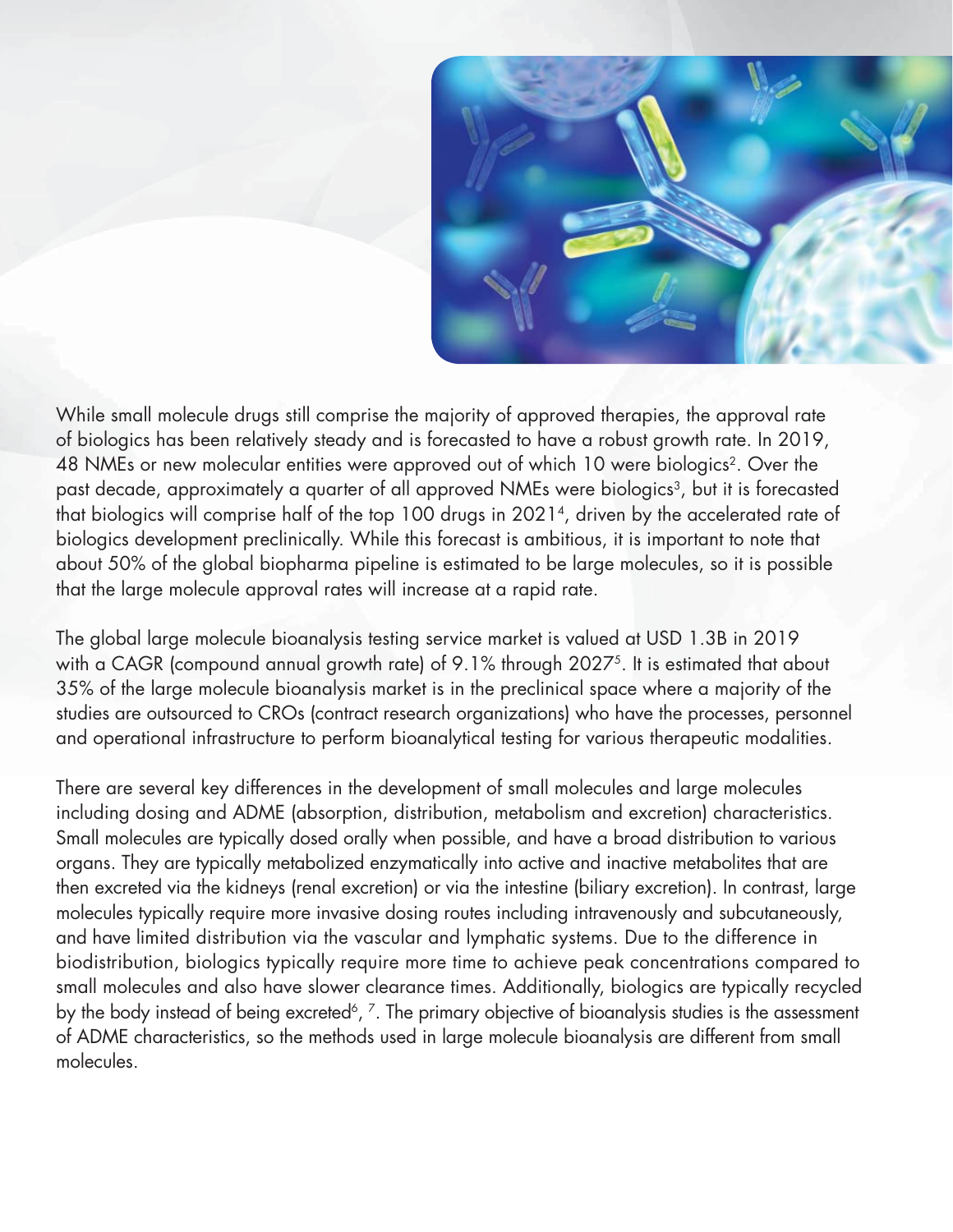While small molecule drugs still comprise the majority of approved therapies, the approval rate of biologics has been relatively steady and is forecasted to have a robust growth rate. In 2019, 48 NMEs or new molecular entities were approved out of which 10 were biologics[2]. Over the past decade, approximately a quarter of all approved NMEs were biologics[3], but it is forecasted that biologics will comprise half of the top 100 drugs in 2021[4], driven by the accelerated rate of biologics development preclinically. While this forecast is ambitious, it is important to note that about 50% of the global biopharma pipeline is estimated to be large molecules, so it is possible that the large molecule approval rates will increase at a rapid rate.

The global large molecule bioanalysis testing service market is valued at USD 1.3B in 2019 with a CAGR (compound annual growth rate) of 9.1% through 2027[5]. It is estimated that about 35% of the large molecule bioanalysis market is in the preclinical space where a majority of the studies are outsourced to CROs (contract research organizations) who have the processes, personnel and operational infrastructure to perform bioanalytical testing for various therapeutic modalities.

There are several key differences in the development of small molecules and large molecules including dosing and ADME (absorption, distribution, metabolism and excretion) characteristics. Small molecules are typically dosed orally when possible, and have a broad distribution to various organs. They are typically metabolized enzymatically into active and inactive metabolites that are then excreted via the kidneys (renal excretion) or via the intestine (biliary excretion). In contrast, large molecules typically require more invasive dosing routes including intravenously and subcutaneously, and have limited distribution via the vascular and lymphatic systems. Due to the difference in biodistribution, biologics typically require more time to achieve peak concentrations compared to small molecules and also have slower clearance times. Additionally, biologics are typically recycled by the body instead of being excreted[6, 7]. The primary objective of bioanalysis studies is the assessment of ADME characteristics, so the methods used in large molecule bioanalysis are different from small molecules.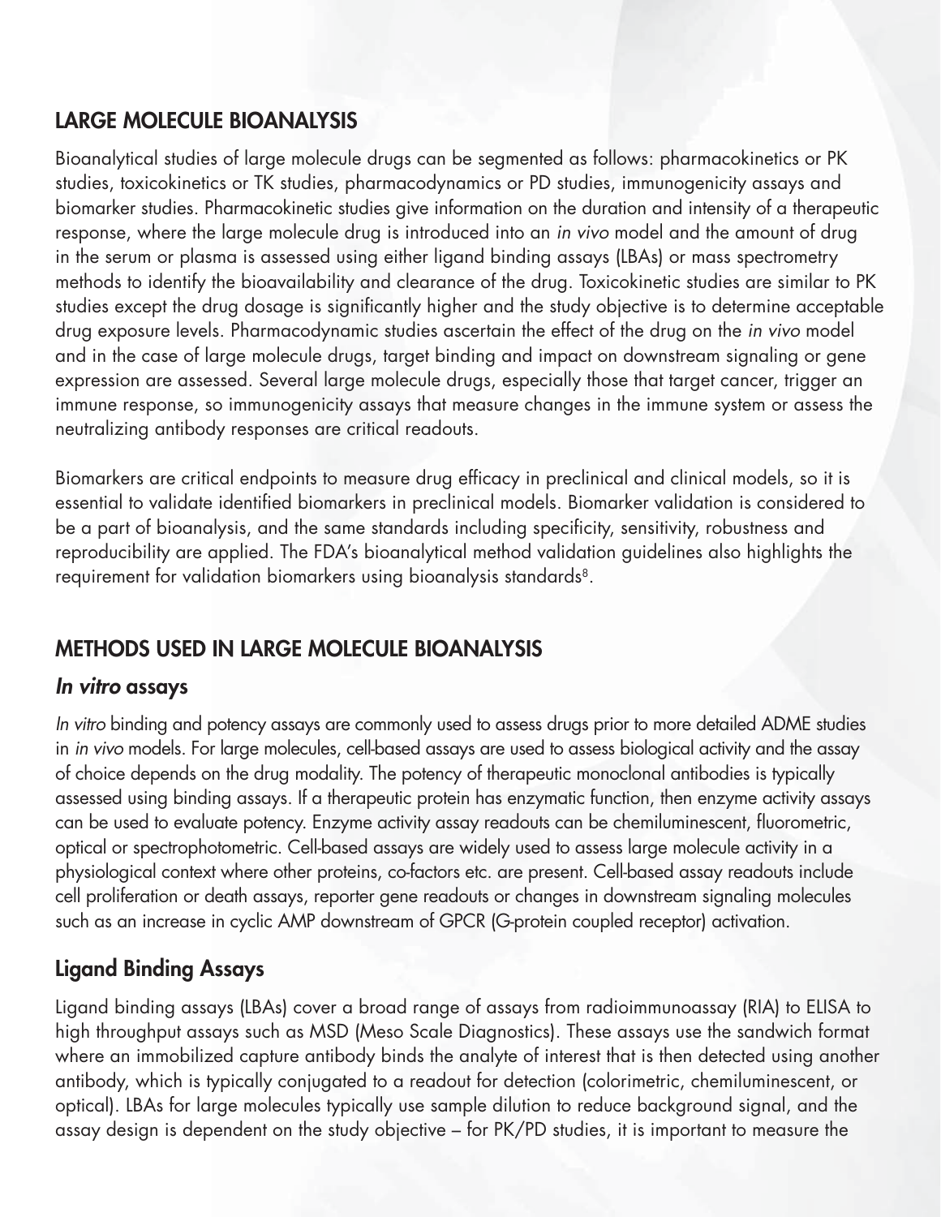## LARGE MOLECULE BIOANALYSIS

Bioanalytical studies of large molecule drugs can be segmented as follows: pharmacokinetics or PK studies, toxicokinetics or TK studies, pharmacodynamics or PD studies, immunogenicity assays and biomarker studies. Pharmacokinetic studies give information on the duration and intensity of a therapeutic response, where the large molecule drug is introduced into an *in vivo* model and the amount of drug in the serum or plasma is assessed using either ligand binding assays (LBAs) or mass spectrometry methods to identify the bioavailability and clearance of the drug. Toxicokinetic studies are similar to PK studies except the drug dosage is significantly higher and the study objective is to determine acceptable drug exposure levels. Pharmacodynamic studies ascertain the effect of the drug on the *in vivo* model and in the case of large molecule drugs, target binding and impact on downstream signaling or gene expression are assessed. Several large molecule drugs, especially those that target cancer, trigger an immune response, so immunogenicity assays that measure changes in the immune system or assess the neutralizing antibody responses are critical readouts.

Biomarkers are critical endpoints to measure drug efficacy in preclinical and clinical models, so it is essential to validate identified biomarkers in preclinical models. Biomarker validation is considered to be a part of bioanalysis, and the same standards including specificity, sensitivity, robustness and reproducibility are applied. The FDA's bioanalytical method validation guidelines also highlights the requirement for validation biomarkers using bioanalysis standards[8].

## METHODS USED IN LARGE MOLECULE BIOANALYSIS

### *In vitro* assays

*In vitro* binding and potency assays are commonly used to assess drugs prior to more detailed ADME studies in *in vivo* models. For large molecules, cell-based assays are used to assess biological activity and the assay of choice depends on the drug modality. The potency of therapeutic monoclonal antibodies is typically assessed using binding assays. If a therapeutic protein has enzymatic function, then enzyme activity assays can be used to evaluate potency. Enzyme activity assay readouts can be chemiluminescent, fluorometric, optical or spectrophotometric. Cell-based assays are widely used to assess large molecule activity in a physiological context where other proteins, co-factors etc. are present. Cell-based assay readouts include cell proliferation or death assays, reporter gene readouts or changes in downstream signaling molecules such as an increase in cyclic AMP downstream of GPCR (G-protein coupled receptor) activation.

### Ligand Binding Assays

Ligand binding assays (LBAs) cover a broad range of assays from radioimmunoassay (RIA) to ELISA to high throughput assays such as MSD (Meso Scale Diagnostics). These assays use the sandwich format where an immobilized capture antibody binds the analyte of interest that is then detected using another antibody, which is typically conjugated to a readout for detection (colorimetric, chemiluminescent, or optical). LBAs for large molecules typically use sample dilution to reduce background signal, and the assay design is dependent on the study objective – for PK/PD studies, it is important to measure the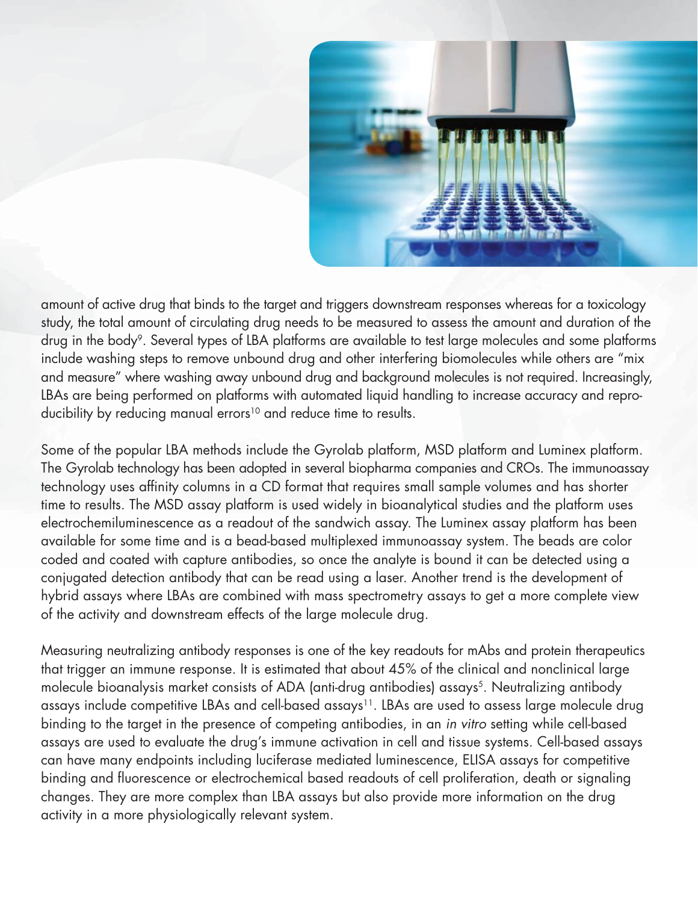amount of active drug that binds to the target and triggers downstream responses whereas for a toxicology study, the total amount of circulating drug needs to be measured to assess the amount and duration of the drug in the body[9]. Several types of LBA platforms are available to test large molecules and some platforms include washing steps to remove unbound drug and other interfering biomolecules while others are "mix and measure" where washing away unbound drug and background molecules is not required. Increasingly, LBAs are being performed on platforms with automated liquid handling to increase accuracy and reproducibility by reducing manual errors[10] and reduce time to results.

Some of the popular LBA methods include the Gyrolab platform, MSD platform and Luminex platform. The Gyrolab technology has been adopted in several biopharma companies and CROs. The immunoassay technology uses affinity columns in a CD format that requires small sample volumes and has shorter time to results. The MSD assay platform is used widely in bioanalytical studies and the platform uses electrochemiluminescence as a readout of the sandwich assay. The Luminex assay platform has been available for some time and is a bead-based multiplexed immunoassay system. The beads are color coded and coated with capture antibodies, so once the analyte is bound it can be detected using a conjugated detection antibody that can be read using a laser. Another trend is the development of hybrid assays where LBAs are combined with mass spectrometry assays to get a more complete view of the activity and downstream effects of the large molecule drug.

Measuring neutralizing antibody responses is one of the key readouts for mAbs and protein therapeutics that trigger an immune response. It is estimated that about 45% of the clinical and nonclinical large molecule bioanalysis market consists of ADA (anti-drug antibodies) assays[5]. Neutralizing antibody assays include competitive LBAs and cell-based assays[11]. LBAs are used to assess large molecule drug binding to the target in the presence of competing antibodies, in an *in vitro* setting while cell-based assays are used to evaluate the drug's immune activation in cell and tissue systems. Cell-based assays can have many endpoints including luciferase mediated luminescence, ELISA assays for competitive binding and fluorescence or electrochemical based readouts of cell proliferation, death or signaling changes. They are more complex than LBA assays but also provide more information on the drug activity in a more physiologically relevant system.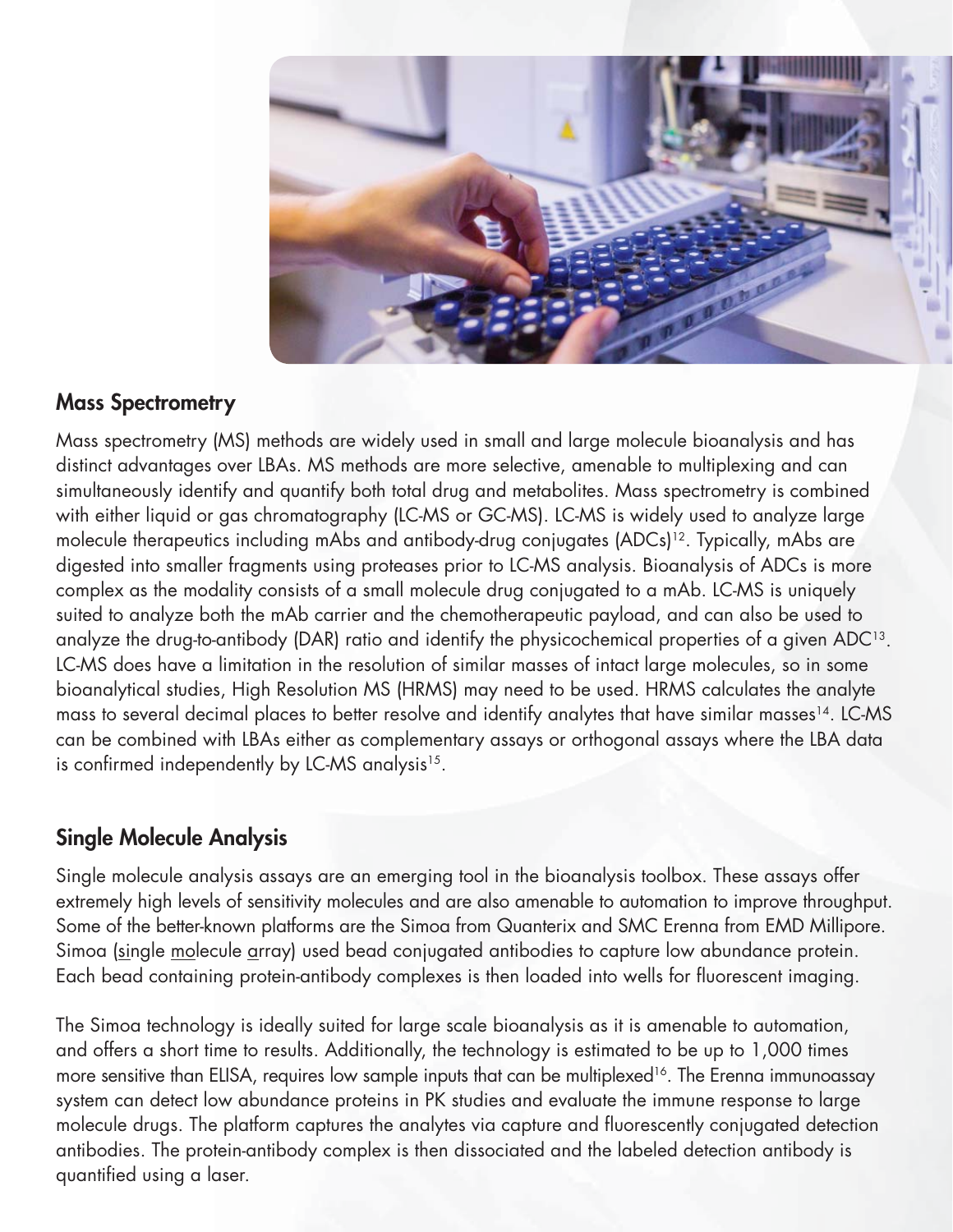## Mass Spectrometry

Mass spectrometry (MS) methods are widely used in small and large molecule bioanalysis and has distinct advantages over LBAs. MS methods are more selective, amenable to multiplexing and can simultaneously identify and quantify both total drug and metabolites. Mass spectrometry is combined with either liquid or gas chromatography (LC-MS or GC-MS). LC-MS is widely used to analyze large molecule therapeutics including mAbs and antibody-drug conjugates (ADCs)[12]. Typically, mAbs are digested into smaller fragments using proteases prior to LC-MS analysis. Bioanalysis of ADCs is more complex as the modality consists of a small molecule drug conjugated to a mAb. LC-MS is uniquely suited to analyze both the mAb carrier and the chemotherapeutic payload, and can also be used to analyze the drug-to-antibody (DAR) ratio and identify the physicochemical properties of a given ADC[13]. LC-MS does have a limitation in the resolution of similar masses of intact large molecules, so in some bioanalytical studies, High Resolution MS (HRMS) may need to be used. HRMS calculates the analyte mass to several decimal places to better resolve and identify analytes that have similar masses[14]. LC-MS can be combined with LBAs either as complementary assays or orthogonal assays where the LBA data is confirmed independently by LC-MS analysis[15].

## Single Molecule Analysis

Single molecule analysis assays are an emerging tool in the bioanalysis toolbox. These assays offer extremely high levels of sensitivity molecules and are also amenable to automation to improve throughput. Some of the better-known platforms are the Simoa from Quanterix and SMC Erenna from EMD Millipore. Simoa (single molecule array) used bead conjugated antibodies to capture low abundance protein. Each bead containing protein-antibody complexes is then loaded into wells for fluorescent imaging.

The Simoa technology is ideally suited for large scale bioanalysis as it is amenable to automation, and offers a short time to results. Additionally, the technology is estimated to be up to 1,000 times more sensitive than ELISA, requires low sample inputs that can be multiplexed[16]. The Erenna immunoassay system can detect low abundance proteins in PK studies and evaluate the immune response to large molecule drugs. The platform captures the analytes via capture and fluorescently conjugated detection antibodies. The protein-antibody complex is then dissociated and the labeled detection antibody is quantified using a laser.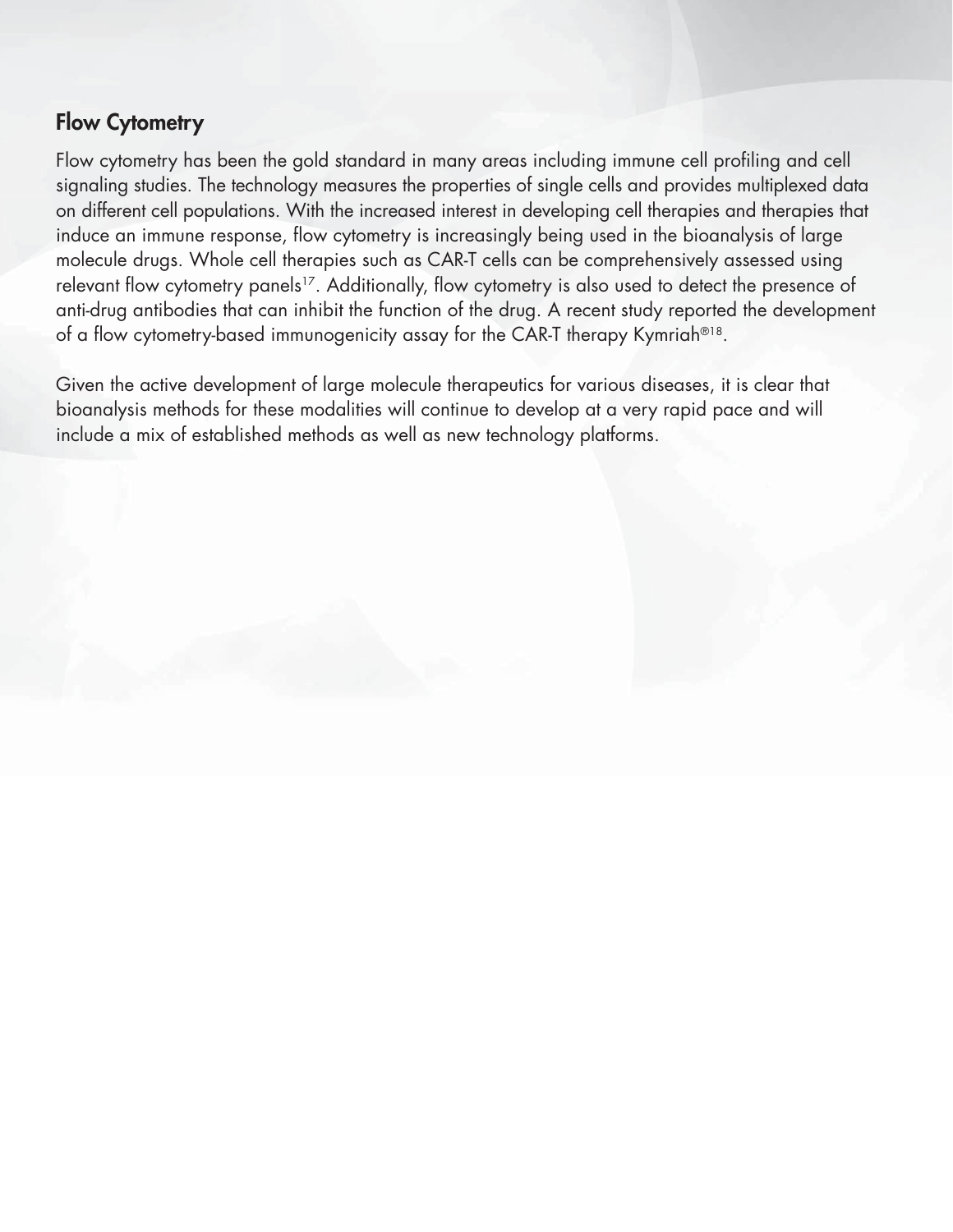## Flow Cytometry

Flow cytometry has been the gold standard in many areas including immune cell profiling and cell signaling studies. The technology measures the properties of single cells and provides multiplexed data on different cell populations. With the increased interest in developing cell therapies and therapies that induce an immune response, flow cytometry is increasingly being used in the bioanalysis of large molecule drugs. Whole cell therapies such as CAR-T cells can be comprehensively assessed using relevant flow cytometry panels[17]. Additionally, flow cytometry is also used to detect the presence of anti-drug antibodies that can inhibit the function of the drug. A recent study reported the development of a flow cytometry-based immunogenicity assay for the CAR-T therapy Kymriah®[18].

Given the active development of large molecule therapeutics for various diseases, it is clear that bioanalysis methods for these modalities will continue to develop at a very rapid pace and will include a mix of established methods as well as new technology platforms.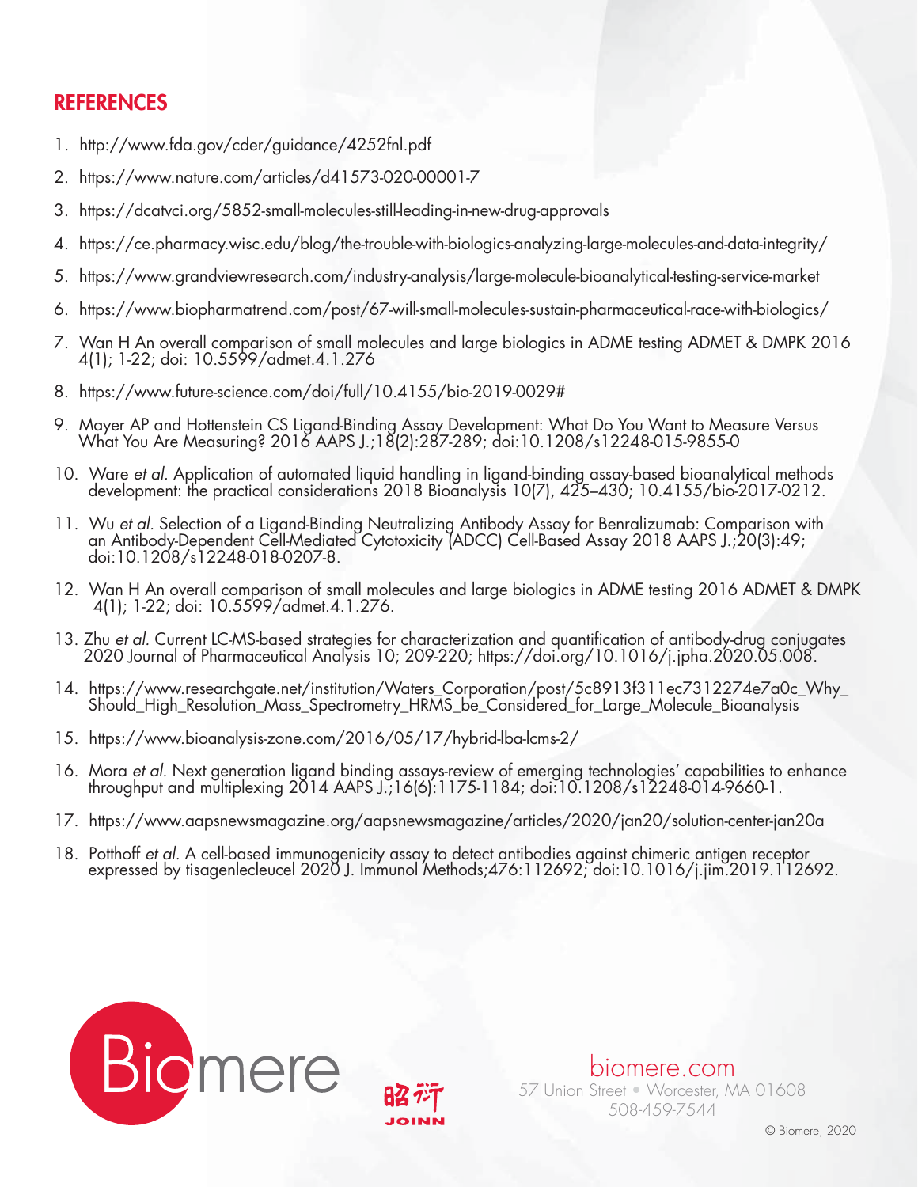## REFERENCES

1. http://www.fda.gov/cder/guidance/4252fnl.pdf
2. https://www.nature.com/articles/d41573-020-00001-7
3. https://dcatvci.org/5852-small-molecules-still-leading-in-new-drug-approvals
4. https://ce.pharmacy.wisc.edu/blog/the-trouble-with-biologics-analyzing-large-molecules-and-data-integrity/
5. https://www.grandviewresearch.com/industry-analysis/large-molecule-bioanalytical-testing-service-market
6. https://www.biopharmatrend.com/post/67-will-small-molecules-sustain-pharmaceutical-race-with-biologics/
7. Wan H An overall comparison of small molecules and large biologics in ADME testing ADMET & DMPK 2016 4(1); 1-22; doi: 10.5599/admet.4.1.276
8. https://www.future-science.com/doi/full/10.4155/bio-2019-0029#
9. Mayer AP and Hottenstein CS Ligand-Binding Assay Development: What Do You Want to Measure Versus What You Are Measuring? 2016 AAPS J.;18(2):287-289; doi:10.1208/s12248-015-9855-0
10. Ware *et al.* Application of automated liquid handling in ligand-binding assay-based bioanalytical methods development: the practical considerations 2018 Bioanalysis 10(7), 425–430; 10.4155/bio-2017-0212.
11. Wu *et al.* Selection of a Ligand-Binding Neutralizing Antibody Assay for Benralizumab: Comparison with an Antibody-Dependent Cell-Mediated Cytotoxicity (ADCC) Cell-Based Assay 2018 AAPS J.;20(3):49; doi:10.1208/s12248-018-0207-8.
12. Wan H An overall comparison of small molecules and large biologics in ADME testing 2016 ADMET & DMPK 4(1); 1-22; doi: 10.5599/admet.4.1.276.
13. Zhu *et al.* Current LC-MS-based strategies for characterization and quantification of antibody-drug conjugates 2020 Journal of Pharmaceutical Analysis 10; 209-220; https://doi.org/10.1016/j.jpha.2020.05.008.
14. https://www.researchgate.net/institution/Waters_Corporation/post/5c8913f311ec7312274e7a0c_Why_Should_High_Resolution_Mass_Spectrometry_HRMS_be_Considered_for_Large_Molecule_Bioanalysis
15. https://www.bioanalysis-zone.com/2016/05/17/hybrid-lba-lcms-2/
16. Mora *et al.* Next generation ligand binding assays-review of emerging technologies' capabilities to enhance throughput and multiplexing 2014 AAPS J.;16(6):1175-1184; doi:10.1208/s12248-014-9660-1.
17. https://www.aapsnewsmagazine.org/aapsnewsmagazine/articles/2020/jan20/solution-center-jan20a
18. Potthoff *et al.* A cell-based immunogenicity assay to detect antibodies against chimeric antigen receptor expressed by tisagenlecleucel 2020 J. Immunol Methods;476:112692; doi:10.1016/j.jim.2019.112692.

Biomere

昭衍 JOINN

biomere.com
57 Union Street • Worcester, MA 01608
508-459-7544

© Biomere, 2020